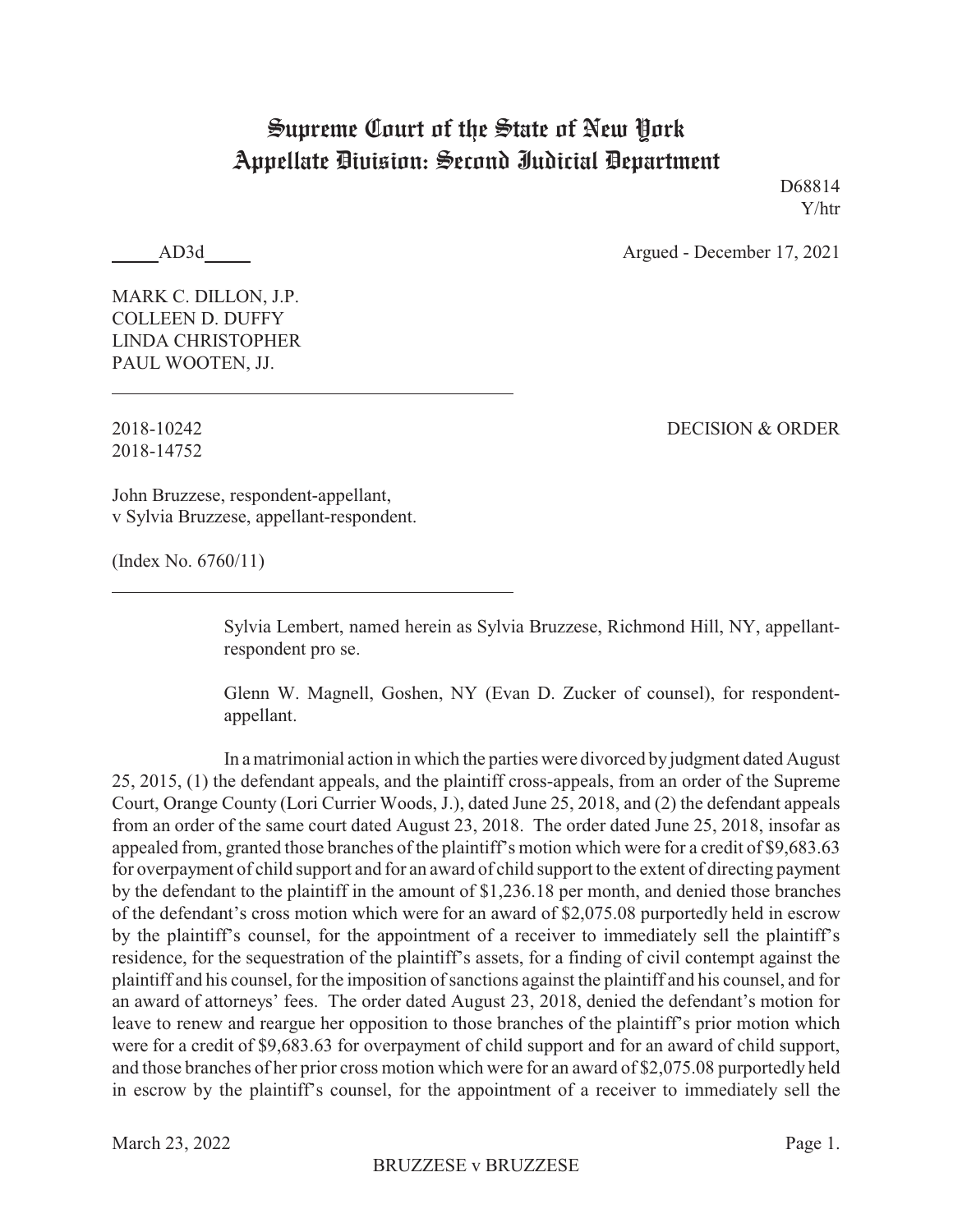# Supreme Court of the State of New York
# Appellate Division: Second Judicial Department

D68814
Y/htr

_____AD3d_____ Argued - December 17, 2021

MARK C. DILLON, J.P.
COLLEEN D. DUFFY
LINDA CHRISTOPHER
PAUL WOOTEN, JJ.

---

2018-10242 DECISION & ORDER
2018-14752

John Bruzzese, respondent-appellant,
v Sylvia Bruzzese, appellant-respondent.

(Index No. 6760/11)

---

Sylvia Lembert, named herein as Sylvia Bruzzese, Richmond Hill, NY, appellant-respondent pro se.

Glenn W. Magnell, Goshen, NY (Evan D. Zucker of counsel), for respondent-appellant.

In a matrimonial action in which the parties were divorced by judgment dated August 25, 2015, (1) the defendant appeals, and the plaintiff cross-appeals, from an order of the Supreme Court, Orange County (Lori Currier Woods, J.), dated June 25, 2018, and (2) the defendant appeals from an order of the same court dated August 23, 2018. The order dated June 25, 2018, insofar as appealed from, granted those branches of the plaintiff's motion which were for a credit of $9,683.63 for overpayment of child support and for an award of child support to the extent of directing payment by the defendant to the plaintiff in the amount of $1,236.18 per month, and denied those branches of the defendant's cross motion which were for an award of $2,075.08 purportedly held in escrow by the plaintiff's counsel, for the appointment of a receiver to immediately sell the plaintiff's residence, for the sequestration of the plaintiff's assets, for a finding of civil contempt against the plaintiff and his counsel, for the imposition of sanctions against the plaintiff and his counsel, and for an award of attorneys' fees. The order dated August 23, 2018, denied the defendant's motion for leave to renew and reargue her opposition to those branches of the plaintiff's prior motion which were for a credit of $9,683.63 for overpayment of child support and for an award of child support, and those branches of her prior cross motion which were for an award of $2,075.08 purportedly held in escrow by the plaintiff's counsel, for the appointment of a receiver to immediately sell the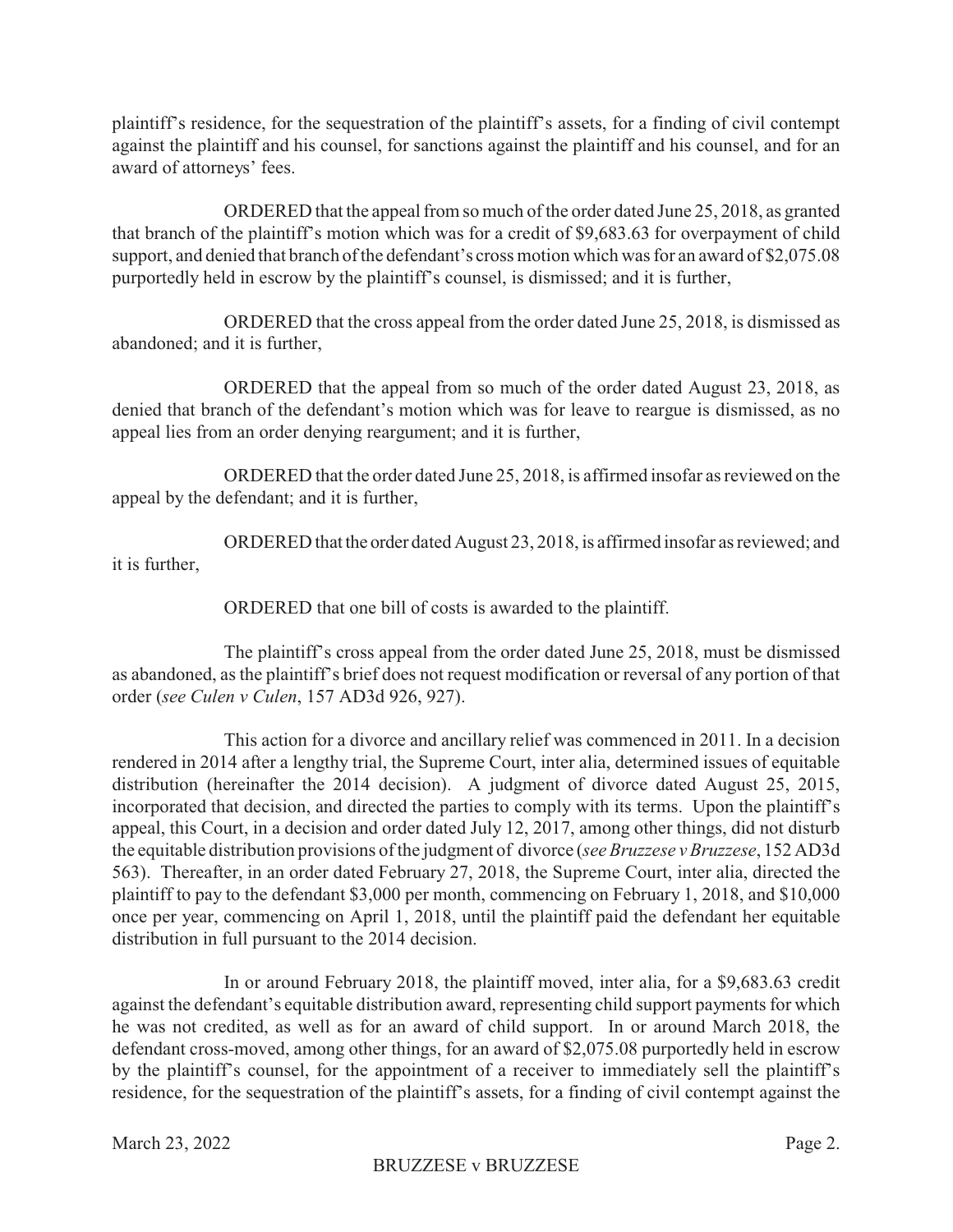plaintiff's residence, for the sequestration of the plaintiff's assets, for a finding of civil contempt against the plaintiff and his counsel, for sanctions against the plaintiff and his counsel, and for an award of attorneys' fees.

ORDERED that the appeal from so much of the order dated June 25, 2018, as granted that branch of the plaintiff's motion which was for a credit of $9,683.63 for overpayment of child support, and denied that branch of the defendant's cross motion which was for an award of $2,075.08 purportedly held in escrow by the plaintiff's counsel, is dismissed; and it is further,

ORDERED that the cross appeal from the order dated June 25, 2018, is dismissed as abandoned; and it is further,

ORDERED that the appeal from so much of the order dated August 23, 2018, as denied that branch of the defendant's motion which was for leave to reargue is dismissed, as no appeal lies from an order denying reargument; and it is further,

ORDERED that the order dated June 25, 2018, is affirmed insofar as reviewed on the appeal by the defendant; and it is further,

ORDERED that the order dated August 23, 2018, is affirmed insofar as reviewed; and it is further,

ORDERED that one bill of costs is awarded to the plaintiff.

The plaintiff's cross appeal from the order dated June 25, 2018, must be dismissed as abandoned, as the plaintiff's brief does not request modification or reversal of any portion of that order (*see Culen v Culen*, 157 AD3d 926, 927).

This action for a divorce and ancillary relief was commenced in 2011. In a decision rendered in 2014 after a lengthy trial, the Supreme Court, inter alia, determined issues of equitable distribution (hereinafter the 2014 decision). A judgment of divorce dated August 25, 2015, incorporated that decision, and directed the parties to comply with its terms. Upon the plaintiff's appeal, this Court, in a decision and order dated July 12, 2017, among other things, did not disturb the equitable distribution provisions of the judgment of divorce (*see Bruzzese v Bruzzese*, 152 AD3d 563). Thereafter, in an order dated February 27, 2018, the Supreme Court, inter alia, directed the plaintiff to pay to the defendant $3,000 per month, commencing on February 1, 2018, and $10,000 once per year, commencing on April 1, 2018, until the plaintiff paid the defendant her equitable distribution in full pursuant to the 2014 decision.

In or around February 2018, the plaintiff moved, inter alia, for a $9,683.63 credit against the defendant's equitable distribution award, representing child support payments for which he was not credited, as well as for an award of child support. In or around March 2018, the defendant cross-moved, among other things, for an award of $2,075.08 purportedly held in escrow by the plaintiff's counsel, for the appointment of a receiver to immediately sell the plaintiff's residence, for the sequestration of the plaintiff's assets, for a finding of civil contempt against the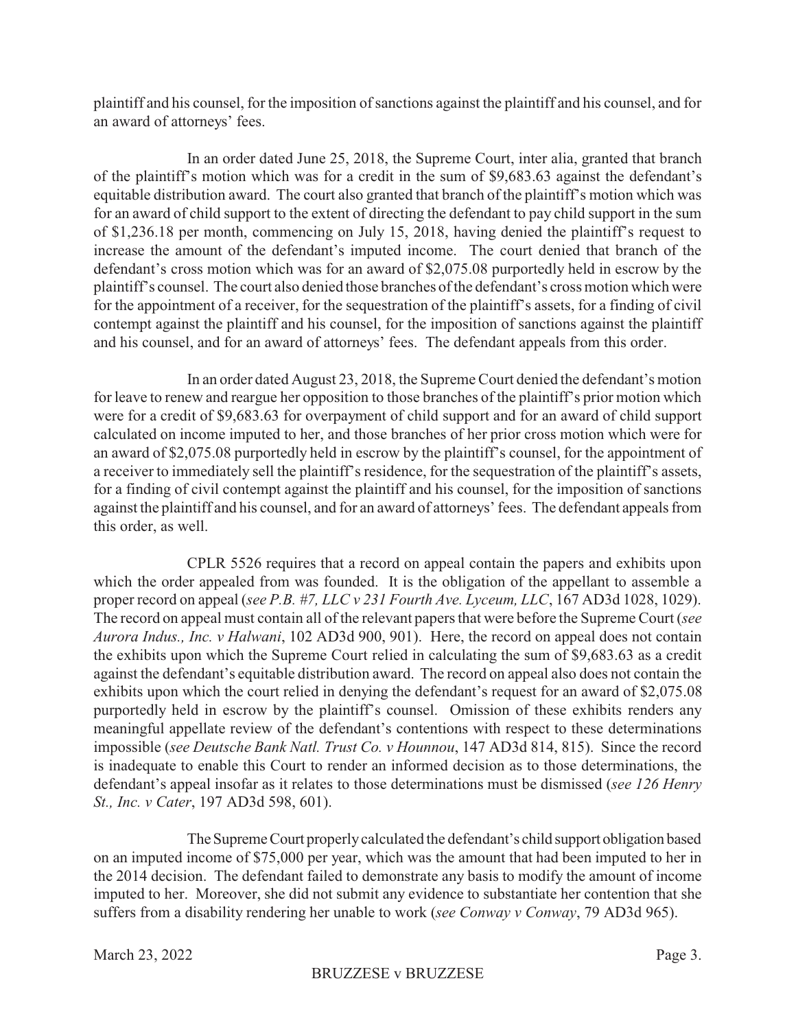plaintiff and his counsel, for the imposition of sanctions against the plaintiff and his counsel, and for an award of attorneys' fees.

In an order dated June 25, 2018, the Supreme Court, inter alia, granted that branch of the plaintiff's motion which was for a credit in the sum of $9,683.63 against the defendant's equitable distribution award. The court also granted that branch of the plaintiff's motion which was for an award of child support to the extent of directing the defendant to pay child support in the sum of $1,236.18 per month, commencing on July 15, 2018, having denied the plaintiff's request to increase the amount of the defendant's imputed income. The court denied that branch of the defendant's cross motion which was for an award of $2,075.08 purportedly held in escrow by the plaintiff's counsel. The court also denied those branches of the defendant's cross motion which were for the appointment of a receiver, for the sequestration of the plaintiff's assets, for a finding of civil contempt against the plaintiff and his counsel, for the imposition of sanctions against the plaintiff and his counsel, and for an award of attorneys' fees. The defendant appeals from this order.

In an order dated August 23, 2018, the Supreme Court denied the defendant's motion for leave to renew and reargue her opposition to those branches of the plaintiff's prior motion which were for a credit of $9,683.63 for overpayment of child support and for an award of child support calculated on income imputed to her, and those branches of her prior cross motion which were for an award of $2,075.08 purportedly held in escrow by the plaintiff's counsel, for the appointment of a receiver to immediately sell the plaintiff's residence, for the sequestration of the plaintiff's assets, for a finding of civil contempt against the plaintiff and his counsel, for the imposition of sanctions against the plaintiff and his counsel, and for an award of attorneys' fees. The defendant appeals from this order, as well.

CPLR 5526 requires that a record on appeal contain the papers and exhibits upon which the order appealed from was founded. It is the obligation of the appellant to assemble a proper record on appeal (*see P.B. #7, LLC v 231 Fourth Ave. Lyceum, LLC*, 167 AD3d 1028, 1029). The record on appeal must contain all of the relevant papers that were before the Supreme Court (*see Aurora Indus., Inc. v Halwani*, 102 AD3d 900, 901). Here, the record on appeal does not contain the exhibits upon which the Supreme Court relied in calculating the sum of $9,683.63 as a credit against the defendant's equitable distribution award. The record on appeal also does not contain the exhibits upon which the court relied in denying the defendant's request for an award of $2,075.08 purportedly held in escrow by the plaintiff's counsel. Omission of these exhibits renders any meaningful appellate review of the defendant's contentions with respect to these determinations impossible (*see Deutsche Bank Natl. Trust Co. v Hounnou*, 147 AD3d 814, 815). Since the record is inadequate to enable this Court to render an informed decision as to those determinations, the defendant's appeal insofar as it relates to those determinations must be dismissed (*see 126 Henry St., Inc. v Cater*, 197 AD3d 598, 601).

The Supreme Court properly calculated the defendant's child support obligation based on an imputed income of $75,000 per year, which was the amount that had been imputed to her in the 2014 decision. The defendant failed to demonstrate any basis to modify the amount of income imputed to her. Moreover, she did not submit any evidence to substantiate her contention that she suffers from a disability rendering her unable to work (*see Conway v Conway*, 79 AD3d 965).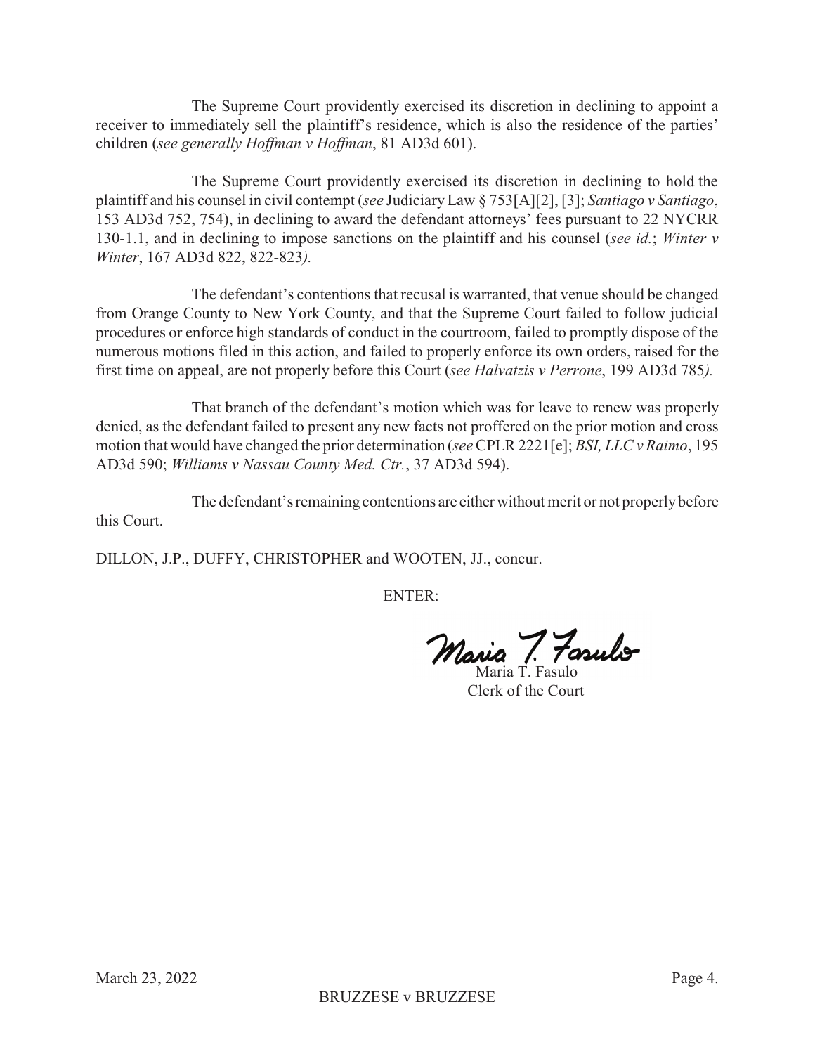The Supreme Court providently exercised its discretion in declining to appoint a receiver to immediately sell the plaintiff's residence, which is also the residence of the parties' children (*see generally Hoffman v Hoffman*, 81 AD3d 601).

The Supreme Court providently exercised its discretion in declining to hold the plaintiff and his counsel in civil contempt (*see* Judiciary Law § 753[A][2], [3]; *Santiago v Santiago*, 153 AD3d 752, 754), in declining to award the defendant attorneys' fees pursuant to 22 NYCRR 130-1.1, and in declining to impose sanctions on the plaintiff and his counsel (*see id.*; *Winter v Winter*, 167 AD3d 822, 822-823).

The defendant's contentions that recusal is warranted, that venue should be changed from Orange County to New York County, and that the Supreme Court failed to follow judicial procedures or enforce high standards of conduct in the courtroom, failed to promptly dispose of the numerous motions filed in this action, and failed to properly enforce its own orders, raised for the first time on appeal, are not properly before this Court (*see Halvatzis v Perrone*, 199 AD3d 785).

That branch of the defendant's motion which was for leave to renew was properly denied, as the defendant failed to present any new facts not proffered on the prior motion and cross motion that would have changed the prior determination (*see* CPLR 2221[e]; *BSI, LLC v Raimo*, 195 AD3d 590; *Williams v Nassau County Med. Ctr.*, 37 AD3d 594).

The defendant's remaining contentions are either without merit or not properly before this Court.

DILLON, J.P., DUFFY, CHRISTOPHER and WOOTEN, JJ., concur.

ENTER:

Maria T. Fasulo
Clerk of the Court